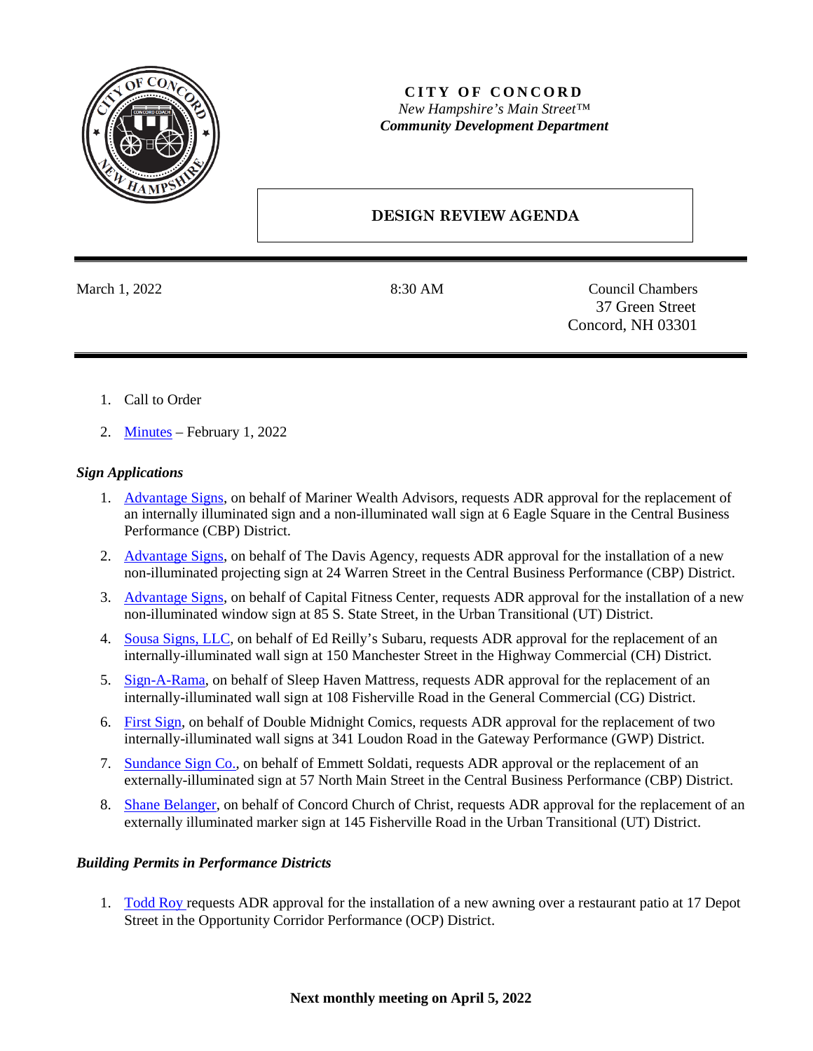**CITY OF CONCORD**

*New Hampshire's Main Street™*

***Community Development Department***

## DESIGN REVIEW AGENDA

March 1, 2022 | 8:30 AM | Council Chambers, 37 Green Street, Concord, NH 03301

1. Call to Order
2. Minutes – February 1, 2022

### *Sign Applications*

1. Advantage Signs, on behalf of Mariner Wealth Advisors, requests ADR approval for the replacement of an internally illuminated sign and a non-illuminated wall sign at 6 Eagle Square in the Central Business Performance (CBP) District.
2. Advantage Signs, on behalf of The Davis Agency, requests ADR approval for the installation of a new non-illuminated projecting sign at 24 Warren Street in the Central Business Performance (CBP) District.
3. Advantage Signs, on behalf of Capital Fitness Center, requests ADR approval for the installation of a new non-illuminated window sign at 85 S. State Street, in the Urban Transitional (UT) District.
4. Sousa Signs, LLC, on behalf of Ed Reilly's Subaru, requests ADR approval for the replacement of an internally-illuminated wall sign at 150 Manchester Street in the Highway Commercial (CH) District.
5. Sign-A-Rama, on behalf of Sleep Haven Mattress, requests ADR approval for the replacement of an internally-illuminated wall sign at 108 Fisherville Road in the General Commercial (CG) District.
6. First Sign, on behalf of Double Midnight Comics, requests ADR approval for the replacement of two internally-illuminated wall signs at 341 Loudon Road in the Gateway Performance (GWP) District.
7. Sundance Sign Co., on behalf of Emmett Soldati, requests ADR approval or the replacement of an externally-illuminated sign at 57 North Main Street in the Central Business Performance (CBP) District.
8. Shane Belanger, on behalf of Concord Church of Christ, requests ADR approval for the replacement of an externally illuminated marker sign at 145 Fisherville Road in the Urban Transitional (UT) District.

### *Building Permits in Performance Districts*

1. Todd Roy requests ADR approval for the installation of a new awning over a restaurant patio at 17 Depot Street in the Opportunity Corridor Performance (OCP) District.

**Next monthly meeting on April 5, 2022**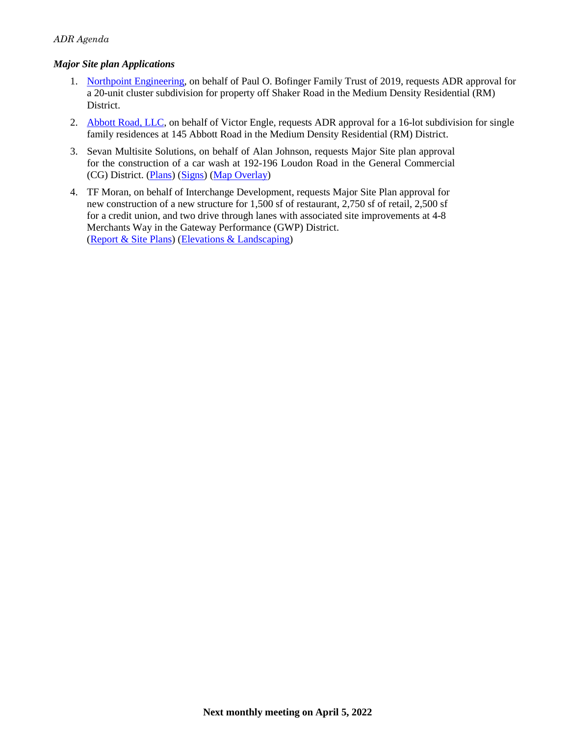### *Major Site plan Applications*

1. Northpoint Engineering, on behalf of Paul O. Bofinger Family Trust of 2019, requests ADR approval for a 20-unit cluster subdivision for property off Shaker Road in the Medium Density Residential (RM) District.
2. Abbott Road, LLC, on behalf of Victor Engle, requests ADR approval for a 16-lot subdivision for single family residences at 145 Abbott Road in the Medium Density Residential (RM) District.
3. Sevan Multisite Solutions, on behalf of Alan Johnson, requests Major Site plan approval for the construction of a car wash at 192-196 Loudon Road in the General Commercial (CG) District. (Plans) (Signs) (Map Overlay)
4. TF Moran, on behalf of Interchange Development, requests Major Site Plan approval for new construction of a new structure for 1,500 sf of restaurant, 2,750 sf of retail, 2,500 sf for a credit union, and two drive through lanes with associated site improvements at 4-8 Merchants Way in the Gateway Performance (GWP) District. (Report & Site Plans) (Elevations & Landscaping)

**Next monthly meeting on April 5, 2022**